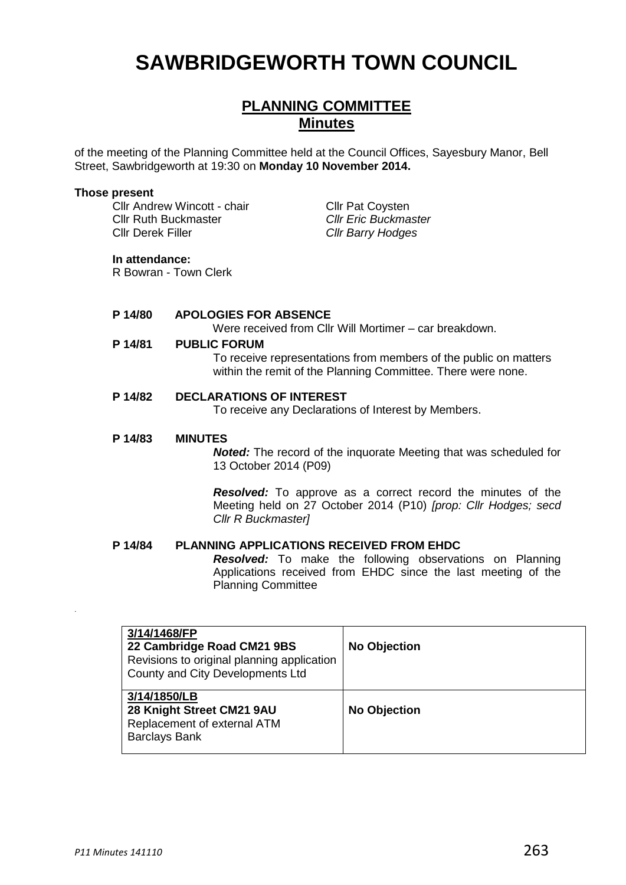# SAWBRIDGEWORTH TOWN COUNCIL

## PLANNING COMMITTEE
## Minutes

of the meeting of the Planning Committee held at the Council Offices, Sayesbury Manor, Bell Street, Sawbridgeworth at 19:30 on **Monday 10 November 2014.**

**Those present**

Cllr Andrew Wincott - chair
Cllr Ruth Buckmaster
Cllr Derek Filler
Cllr Pat Coysten
*Cllr Eric Buckmaster*
*Cllr Barry Hodges*

**In attendance:**
R Bowran - Town Clerk

**P 14/80 APOLOGIES FOR ABSENCE**

Were received from Cllr Will Mortimer – car breakdown.

**P 14/81 PUBLIC FORUM**

To receive representations from members of the public on matters within the remit of the Planning Committee. There were none.

**P 14/82 DECLARATIONS OF INTEREST**

To receive any Declarations of Interest by Members.

**P 14/83 MINUTES**

***Noted:*** The record of the inquorate Meeting that was scheduled for 13 October 2014 (P09)

***Resolved:*** To approve as a correct record the minutes of the Meeting held on 27 October 2014 (P10) *[prop: Cllr Hodges; secd Cllr R Buckmaster]*

**P 14/84 PLANNING APPLICATIONS RECEIVED FROM EHDC**

***Resolved:*** To make the following observations on Planning Applications received from EHDC since the last meeting of the Planning Committee

| Application | Observation |
|---|---|
| **3/14/1468/FP**<br>**22 Cambridge Road CM21 9BS**<br>Revisions to original planning application<br>County and City Developments Ltd | **No Objection** |
| **3/14/1850/LB**<br>**28 Knight Street CM21 9AU**<br>Replacement of external ATM<br>Barclays Bank | **No Objection** |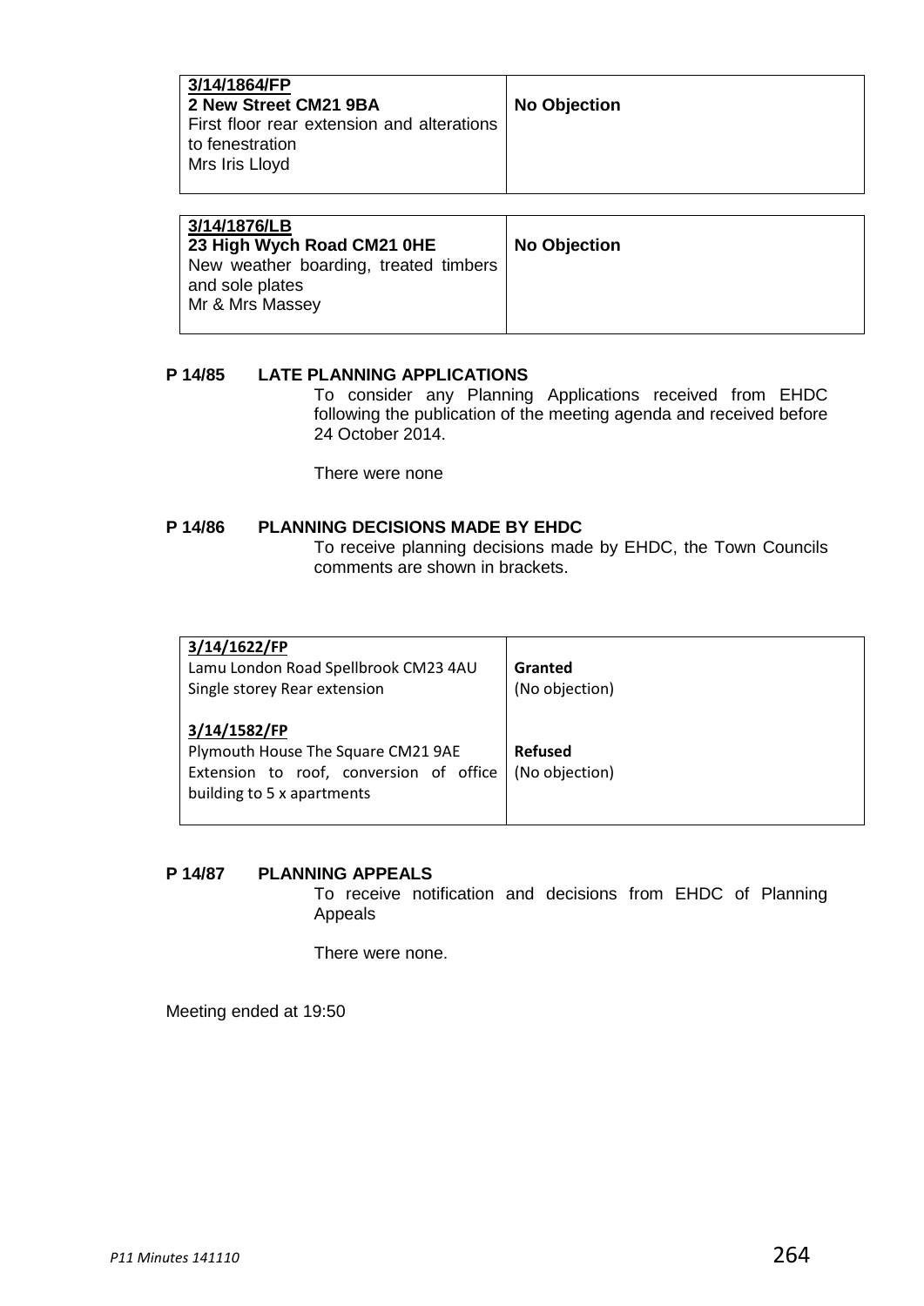| | |
|---|---|
| **3/14/1864/FP**<br>**2 New Street CM21 9BA**<br>First floor rear extension and alterations to fenestration<br>Mrs Iris Lloyd | **No Objection** |

| | |
|---|---|
| **3/14/1876/LB**<br>**23 High Wych Road CM21 0HE**<br>New weather boarding, treated timbers and sole plates<br>Mr & Mrs Massey | **No Objection** |

**P 14/85 LATE PLANNING APPLICATIONS**

To consider any Planning Applications received from EHDC following the publication of the meeting agenda and received before 24 October 2014.

There were none

**P 14/86 PLANNING DECISIONS MADE BY EHDC**

To receive planning decisions made by EHDC, the Town Councils comments are shown in brackets.

| | |
|---|---|
| **3/14/1622/FP**<br>Lamu London Road Spellbrook CM23 4AU<br>Single storey Rear extension | **Granted**<br>(No objection) |
| **3/14/1582/FP**<br>Plymouth House The Square CM21 9AE<br>Extension to roof, conversion of office building to 5 x apartments | **Refused**<br>(No objection) |

**P 14/87 PLANNING APPEALS**

To receive notification and decisions from EHDC of Planning Appeals

There were none.

Meeting ended at 19:50